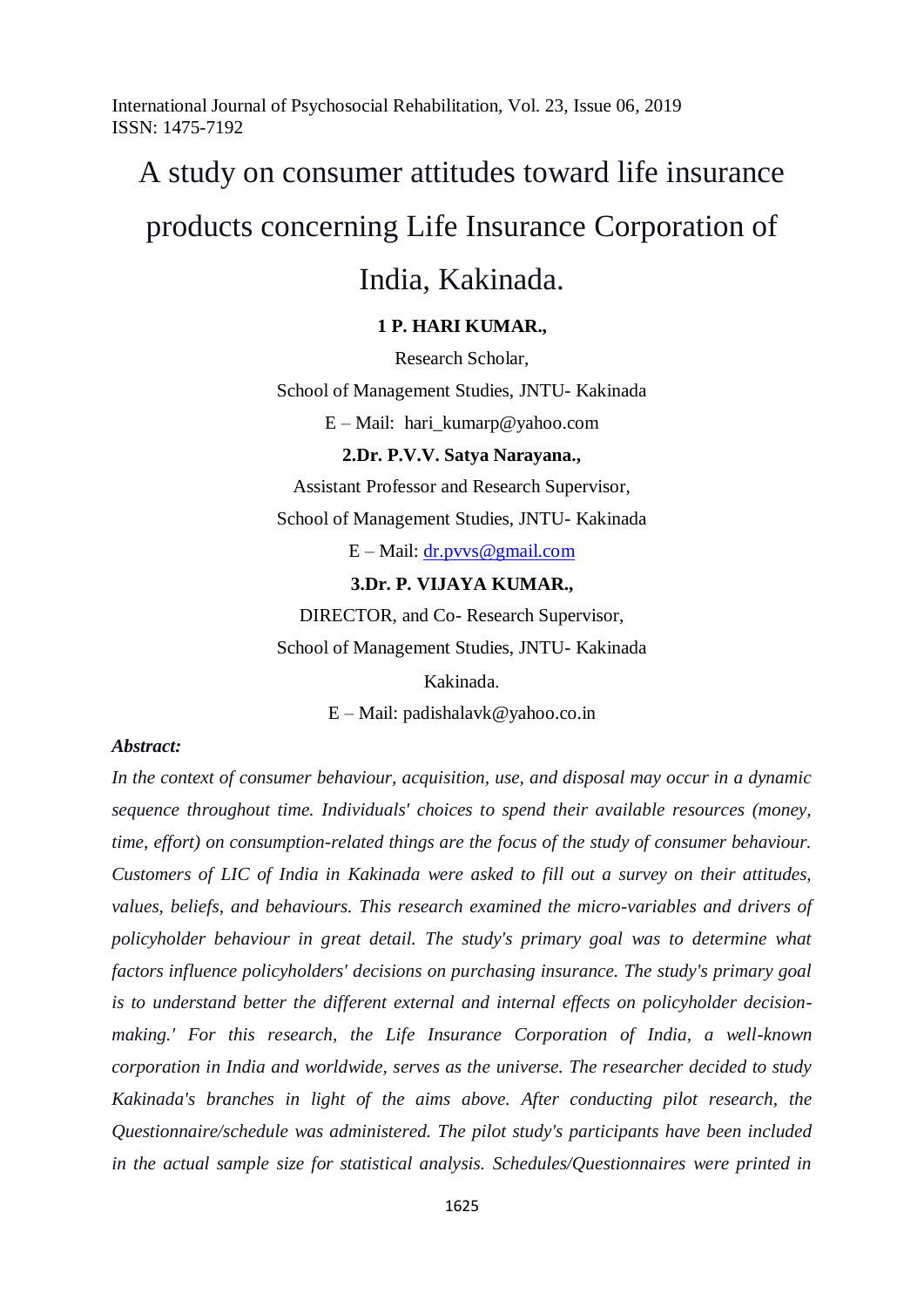# A study on consumer attitudes toward life insurance products concerning Life Insurance Corporation of India, Kakinada.

**1 P. HARI KUMAR.,**

Research Scholar,

School of Management Studies, JNTU- Kakinada

E – Mail: hari_kumarp@yahoo.com

**2.Dr. P.V.V. Satya Narayana.,**

Assistant Professor and Research Supervisor,

School of Management Studies, JNTU- Kakinada

E – Mail: dr.pvvs@gmail.com

**3.Dr. P. VIJAYA KUMAR.,**

DIRECTOR, and Co- Research Supervisor,

School of Management Studies, JNTU- Kakinada

Kakinada.

E – Mail: padishalavk@yahoo.co.in

***Abstract:***

*In the context of consumer behaviour, acquisition, use, and disposal may occur in a dynamic sequence throughout time. Individuals' choices to spend their available resources (money, time, effort) on consumption-related things are the focus of the study of consumer behaviour. Customers of LIC of India in Kakinada were asked to fill out a survey on their attitudes, values, beliefs, and behaviours. This research examined the micro-variables and drivers of policyholder behaviour in great detail. The study's primary goal was to determine what factors influence policyholders' decisions on purchasing insurance. The study's primary goal is to understand better the different external and internal effects on policyholder decision-making.' For this research, the Life Insurance Corporation of India, a well-known corporation in India and worldwide, serves as the universe. The researcher decided to study Kakinada's branches in light of the aims above. After conducting pilot research, the Questionnaire/schedule was administered. The pilot study's participants have been included in the actual sample size for statistical analysis. Schedules/Questionnaires were printed in*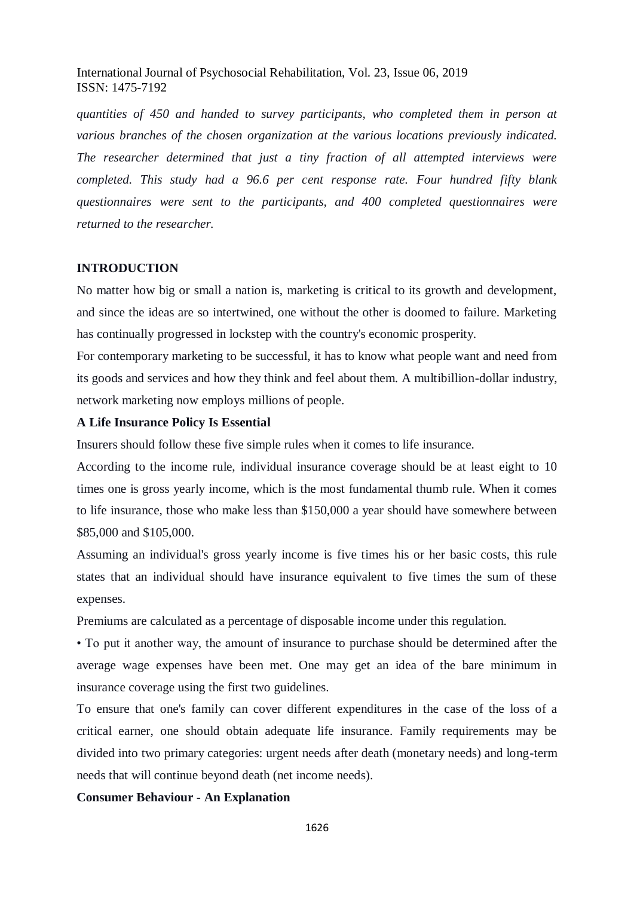*quantities of 450 and handed to survey participants, who completed them in person at various branches of the chosen organization at the various locations previously indicated. The researcher determined that just a tiny fraction of all attempted interviews were completed. This study had a 96.6 per cent response rate. Four hundred fifty blank questionnaires were sent to the participants, and 400 completed questionnaires were returned to the researcher.*

## INTRODUCTION

No matter how big or small a nation is, marketing is critical to its growth and development, and since the ideas are so intertwined, one without the other is doomed to failure. Marketing has continually progressed in lockstep with the country's economic prosperity.

For contemporary marketing to be successful, it has to know what people want and need from its goods and services and how they think and feel about them. A multibillion-dollar industry, network marketing now employs millions of people.

### A Life Insurance Policy Is Essential

Insurers should follow these five simple rules when it comes to life insurance.

According to the income rule, individual insurance coverage should be at least eight to 10 times one is gross yearly income, which is the most fundamental thumb rule. When it comes to life insurance, those who make less than $150,000 a year should have somewhere between $85,000 and $105,000.

Assuming an individual's gross yearly income is five times his or her basic costs, this rule states that an individual should have insurance equivalent to five times the sum of these expenses.

Premiums are calculated as a percentage of disposable income under this regulation.

- To put it another way, the amount of insurance to purchase should be determined after the average wage expenses have been met. One may get an idea of the bare minimum in insurance coverage using the first two guidelines.

To ensure that one's family can cover different expenditures in the case of the loss of a critical earner, one should obtain adequate life insurance. Family requirements may be divided into two primary categories: urgent needs after death (monetary needs) and long-term needs that will continue beyond death (net income needs).

### Consumer Behaviour - An Explanation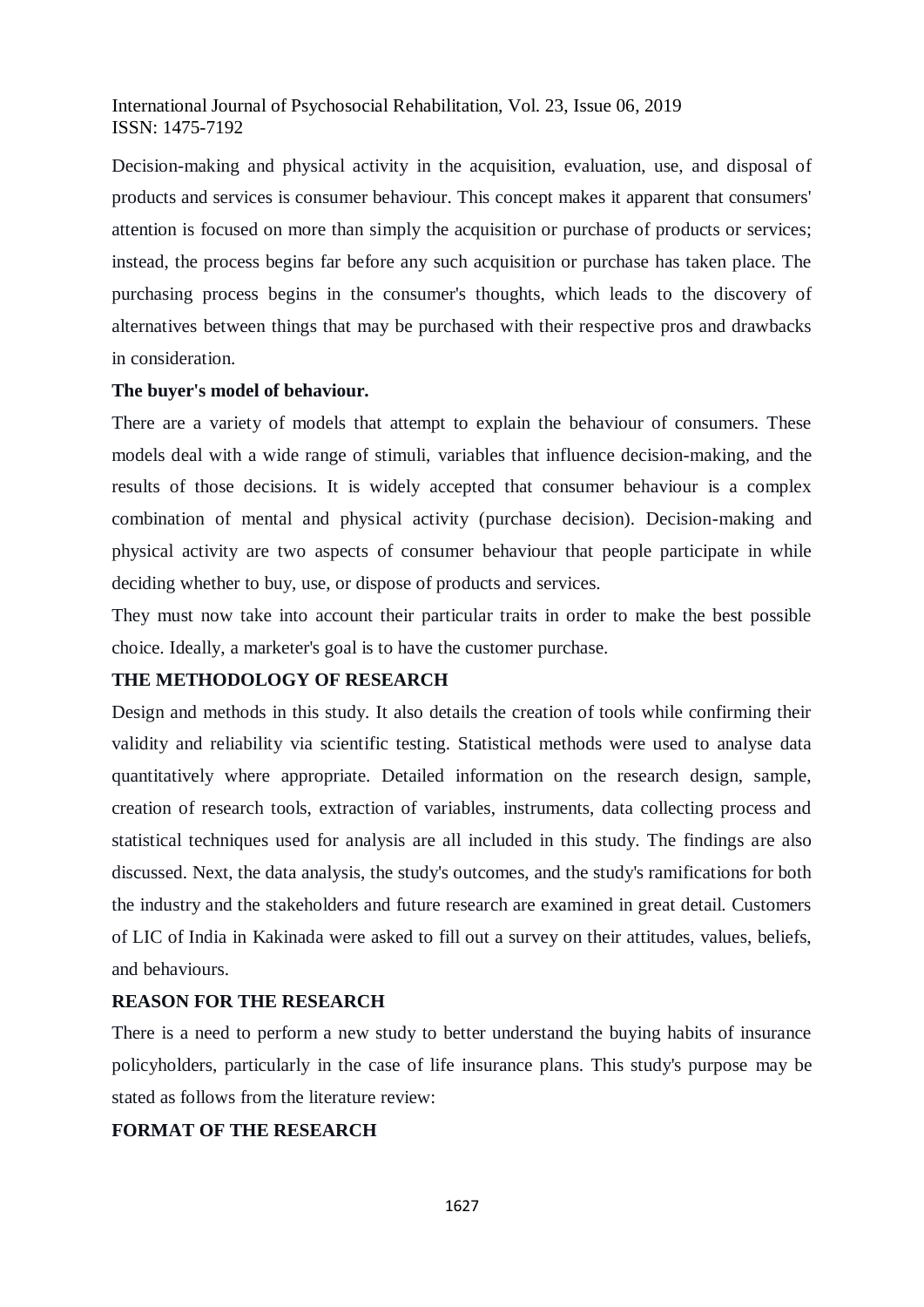Decision-making and physical activity in the acquisition, evaluation, use, and disposal of products and services is consumer behaviour. This concept makes it apparent that consumers' attention is focused on more than simply the acquisition or purchase of products or services; instead, the process begins far before any such acquisition or purchase has taken place. The purchasing process begins in the consumer's thoughts, which leads to the discovery of alternatives between things that may be purchased with their respective pros and drawbacks in consideration.

**The buyer's model of behaviour.**

There are a variety of models that attempt to explain the behaviour of consumers. These models deal with a wide range of stimuli, variables that influence decision-making, and the results of those decisions. It is widely accepted that consumer behaviour is a complex combination of mental and physical activity (purchase decision). Decision-making and physical activity are two aspects of consumer behaviour that people participate in while deciding whether to buy, use, or dispose of products and services.

They must now take into account their particular traits in order to make the best possible choice. Ideally, a marketer's goal is to have the customer purchase.

## THE METHODOLOGY OF RESEARCH

Design and methods in this study. It also details the creation of tools while confirming their validity and reliability via scientific testing. Statistical methods were used to analyse data quantitatively where appropriate. Detailed information on the research design, sample, creation of research tools, extraction of variables, instruments, data collecting process and statistical techniques used for analysis are all included in this study. The findings are also discussed. Next, the data analysis, the study's outcomes, and the study's ramifications for both the industry and the stakeholders and future research are examined in great detail. Customers of LIC of India in Kakinada were asked to fill out a survey on their attitudes, values, beliefs, and behaviours.

## REASON FOR THE RESEARCH

There is a need to perform a new study to better understand the buying habits of insurance policyholders, particularly in the case of life insurance plans. This study's purpose may be stated as follows from the literature review:

## FORMAT OF THE RESEARCH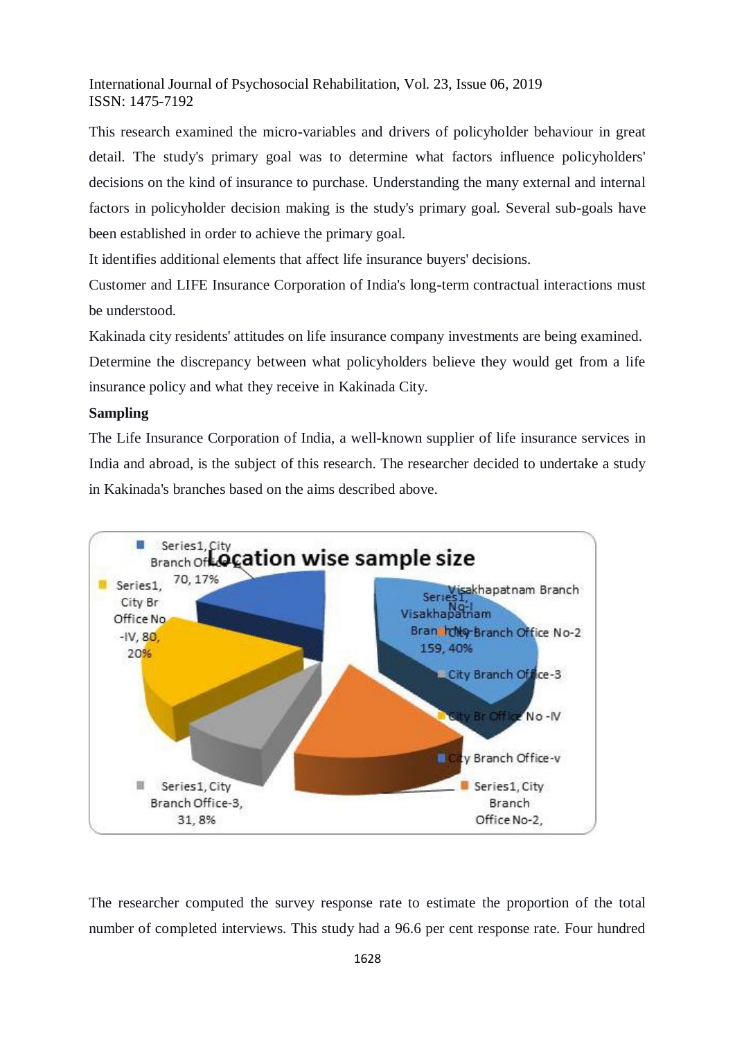This research examined the micro-variables and drivers of policyholder behaviour in great detail. The study's primary goal was to determine what factors influence policyholders' decisions on the kind of insurance to purchase. Understanding the many external and internal factors in policyholder decision making is the study's primary goal. Several sub-goals have been established in order to achieve the primary goal.

It identifies additional elements that affect life insurance buyers' decisions.

Customer and LIFE Insurance Corporation of India's long-term contractual interactions must be understood.

Kakinada city residents' attitudes on life insurance company investments are being examined.

Determine the discrepancy between what policyholders believe they would get from a life insurance policy and what they receive in Kakinada City.

**Sampling**

The Life Insurance Corporation of India, a well-known supplier of life insurance services in India and abroad, is the subject of this research. The researcher decided to undertake a study in Kakinada's branches based on the aims described above.

Location wise sample size

Series1, City Branch Office-V, 70, 17%

Series1, City Br Office No -IV, 80, 20%

Series1, Visakhapatnam Branch No-I, 159, 40%

Series1, City Branch Office-3, 31, 8%

Series1, City Branch Office No-2,

Visakhapatnam Branch No-I

City Branch Office No-2

City Branch Office-3

City Br Office No -IV

City Branch Office-v

The researcher computed the survey response rate to estimate the proportion of the total number of completed interviews. This study had a 96.6 per cent response rate. Four hundred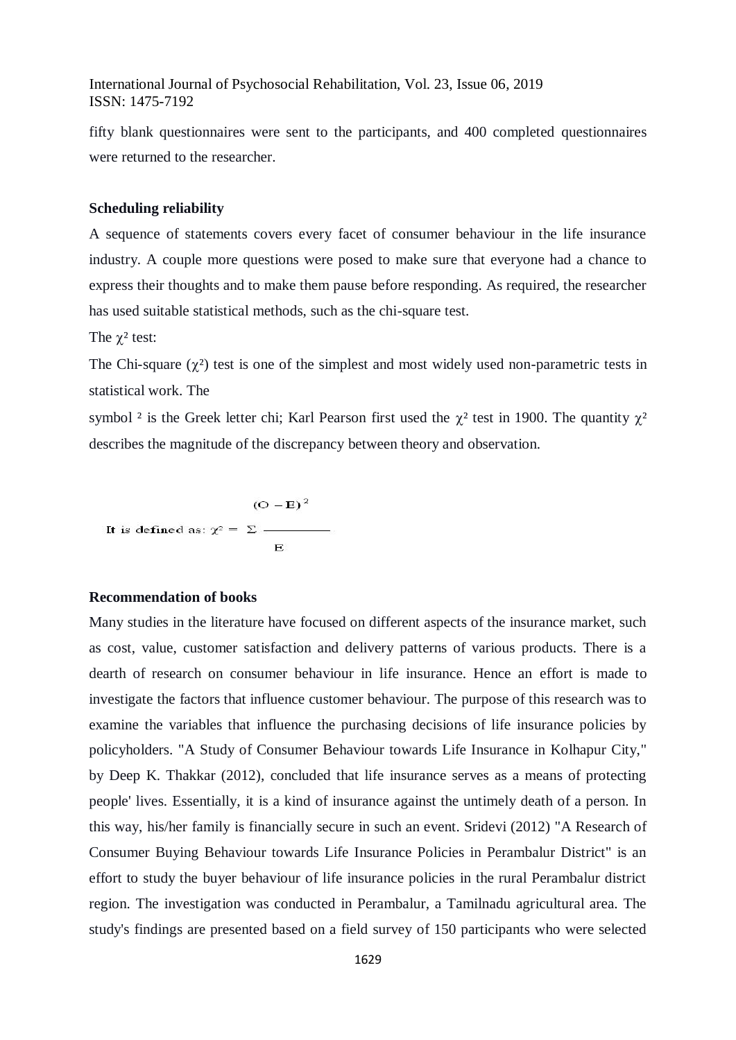fifty blank questionnaires were sent to the participants, and 400 completed questionnaires were returned to the researcher.

### Scheduling reliability

A sequence of statements covers every facet of consumer behaviour in the life insurance industry. A couple more questions were posed to make sure that everyone had a chance to express their thoughts and to make them pause before responding. As required, the researcher has used suitable statistical methods, such as the chi-square test.

The $\chi^2$ test:

The Chi-square ($\chi^2$) test is one of the simplest and most widely used non-parametric tests in statistical work. The

symbol ² is the Greek letter chi; Karl Pearson first used the $\chi^2$ test in 1900. The quantity $\chi^2$ describes the magnitude of the discrepancy between theory and observation.

It is defined as: $$\chi^2 = \Sigma \frac{(O - E)^2}{E}$$

### Recommendation of books

Many studies in the literature have focused on different aspects of the insurance market, such as cost, value, customer satisfaction and delivery patterns of various products. There is a dearth of research on consumer behaviour in life insurance. Hence an effort is made to investigate the factors that influence customer behaviour. The purpose of this research was to examine the variables that influence the purchasing decisions of life insurance policies by policyholders. "A Study of Consumer Behaviour towards Life Insurance in Kolhapur City," by Deep K. Thakkar (2012), concluded that life insurance serves as a means of protecting people' lives. Essentially, it is a kind of insurance against the untimely death of a person. In this way, his/her family is financially secure in such an event. Sridevi (2012) "A Research of Consumer Buying Behaviour towards Life Insurance Policies in Perambalur District" is an effort to study the buyer behaviour of life insurance policies in the rural Perambalur district region. The investigation was conducted in Perambalur, a Tamilnadu agricultural area. The study's findings are presented based on a field survey of 150 participants who were selected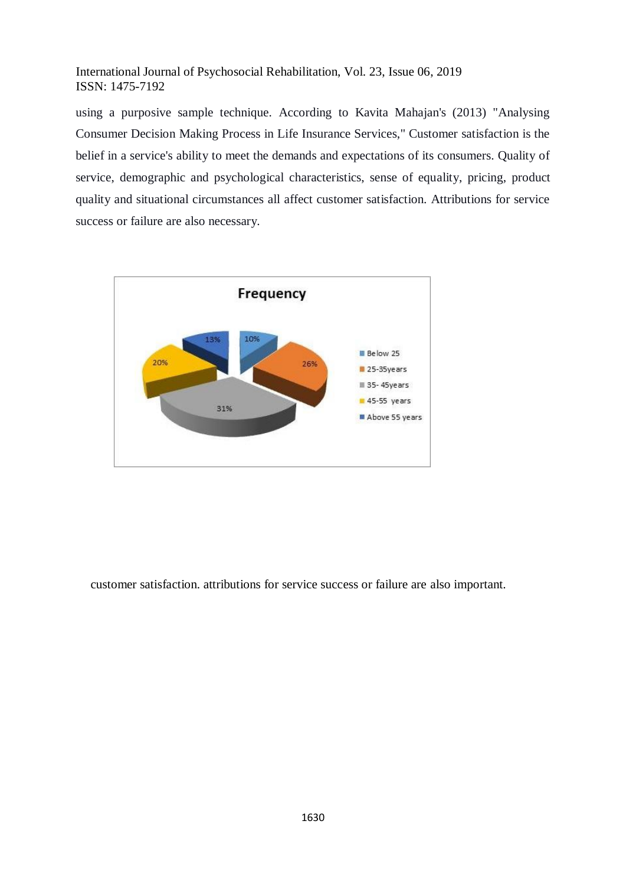using a purposive sample technique. According to Kavita Mahajan's (2013) "Analysing Consumer Decision Making Process in Life Insurance Services," Customer satisfaction is the belief in a service's ability to meet the demands and expectations of its consumers. Quality of service, demographic and psychological characteristics, sense of equality, pricing, product quality and situational circumstances all affect customer satisfaction. Attributions for service success or failure are also necessary.

**Frequency**

| Age group | Frequency |
|---|---|
| Below 25 | 10% |
| 25-35years | 26% |
| 35- 45years | 31% |
| 45-55 years | 20% |
| Above 55 years | 13% |

customer satisfaction. attributions for service success or failure are also important.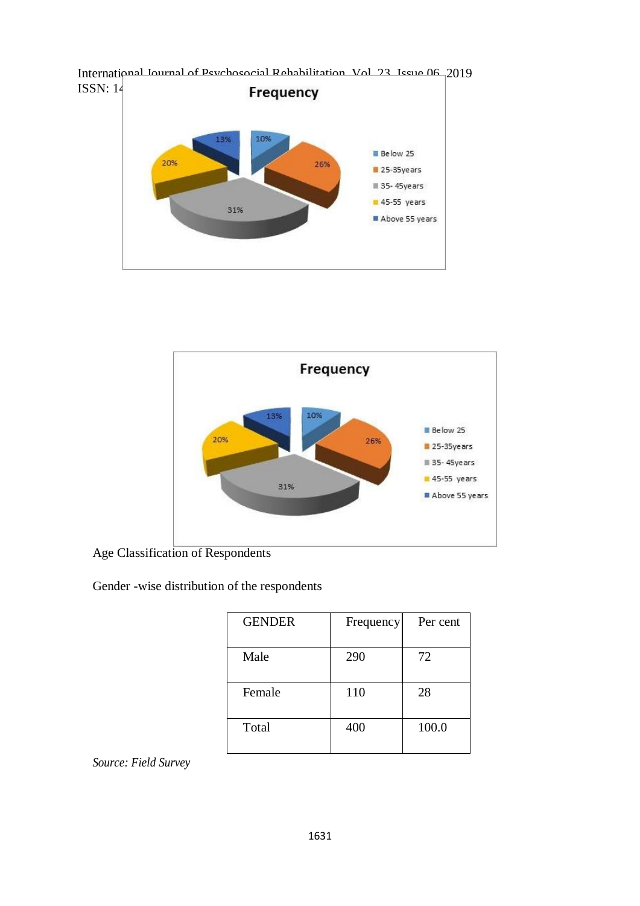Age Classification of Respondents

Gender -wise distribution of the respondents

| GENDER | Frequency | Per cent |
|---|---|---|
| Male | 290 | 72 |
| Female | 110 | 28 |
| Total | 400 | 100.0 |

*Source: Field Survey*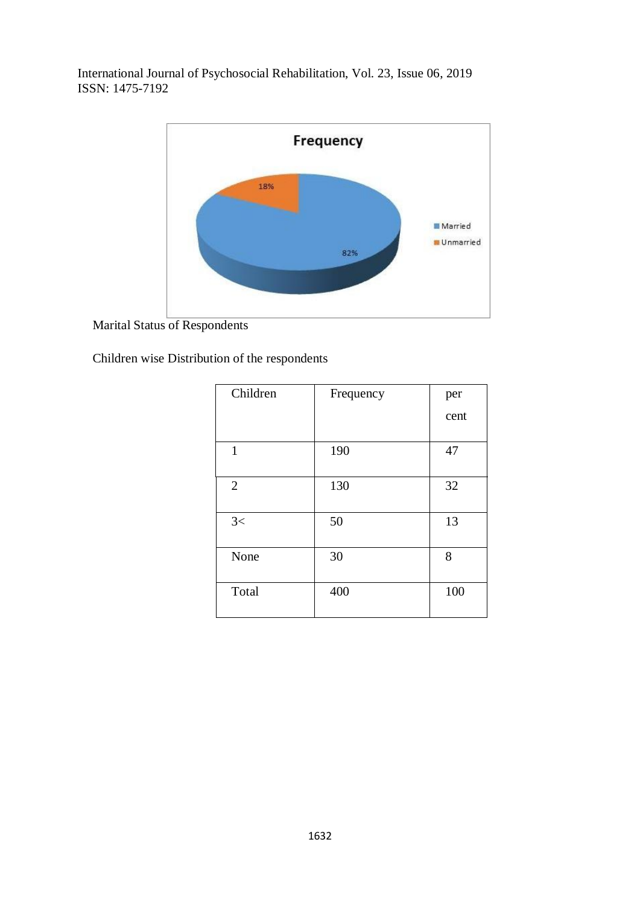Marital Status of Respondents

Children wise Distribution of the respondents

| Children | Frequency | per cent |
|---|---|---|
| 1 | 190 | 47 |
| 2 | 130 | 32 |
| 3< | 50 | 13 |
| None | 30 | 8 |
| Total | 400 | 100 |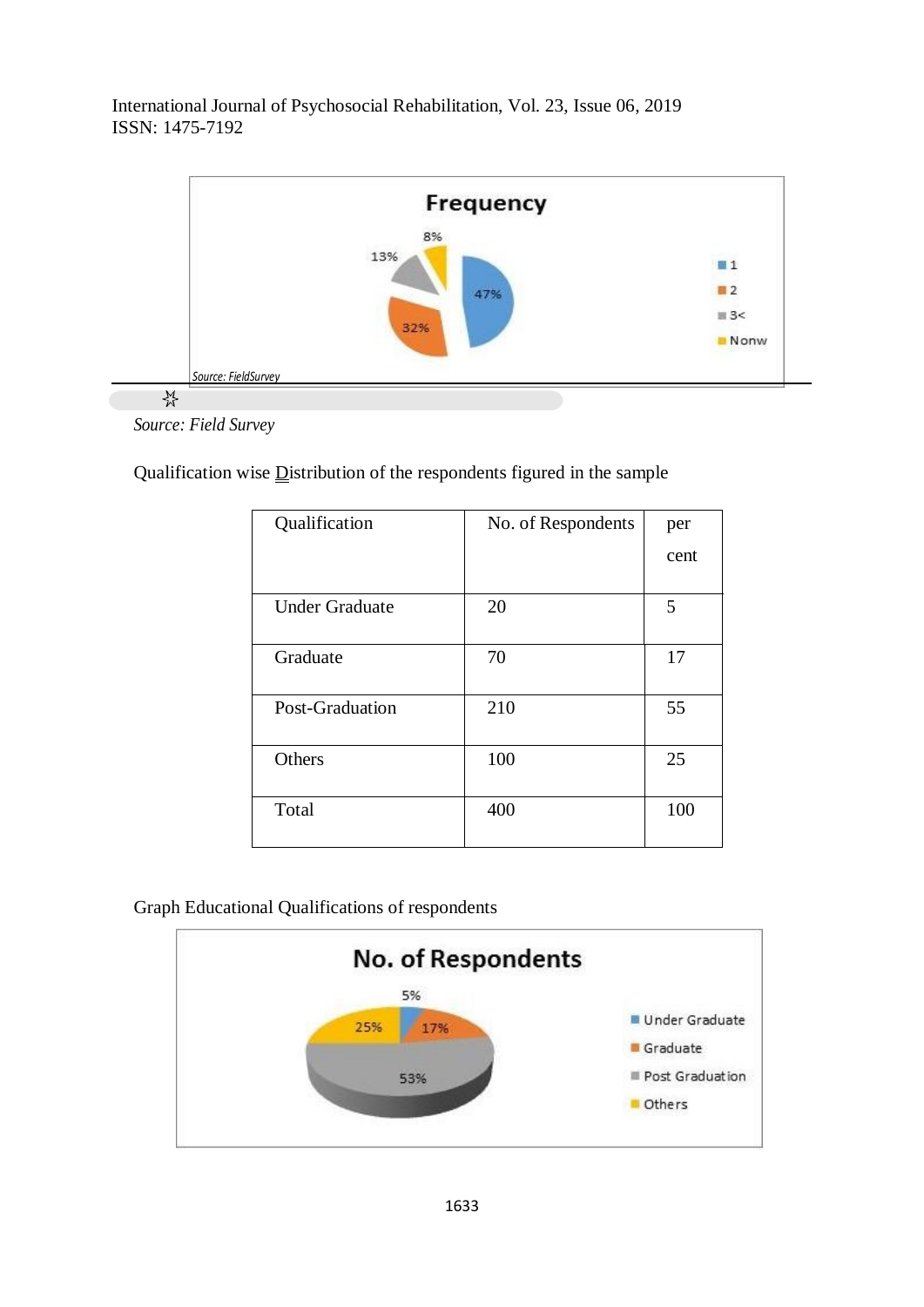Source: Field Survey

Qualification wise Distribution of the respondents figured in the sample

| Qualification | No. of Respondents | per cent |
|---|---|---|
| Under Graduate | 20 | 5 |
| Graduate | 70 | 17 |
| Post-Graduation | 210 | 55 |
| Others | 100 | 25 |
| Total | 400 | 100 |

Graph Educational Qualifications of respondents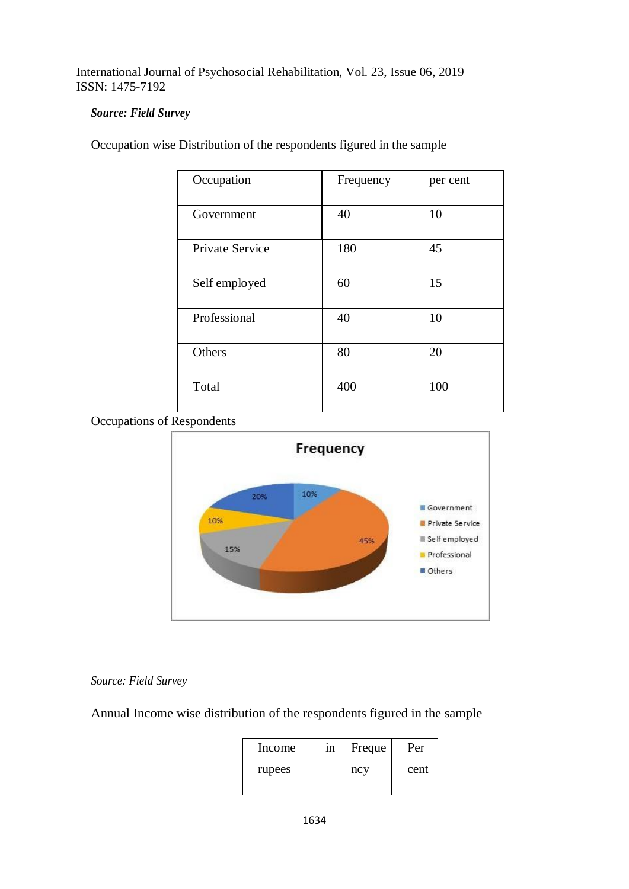***Source: Field Survey***

Occupation wise Distribution of the respondents figured in the sample

| Occupation | Frequency | per cent |
|---|---|---|
| Government | 40 | 10 |
| Private Service | 180 | 45 |
| Self employed | 60 | 15 |
| Professional | 40 | 10 |
| Others | 80 | 20 |
| Total | 400 | 100 |

Occupations of Respondents

*Source: Field Survey*

Annual Income wise distribution of the respondents figured in the sample

| Income in rupees | Frequency | Per cent |
|---|---|---|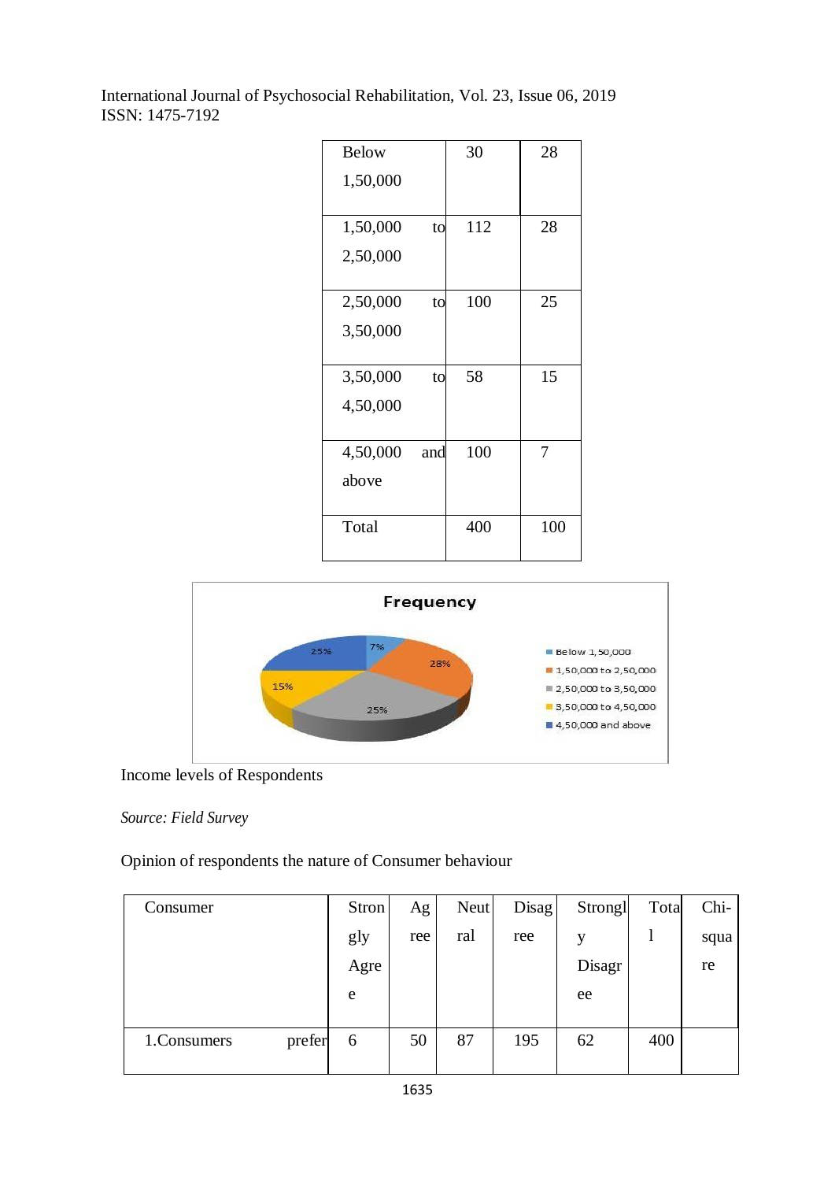| Below 1,50,000 | 30 | 28 |
|---|---|---|
| 1,50,000 to 2,50,000 | 112 | 28 |
| 2,50,000 to 3,50,000 | 100 | 25 |
| 3,50,000 to 4,50,000 | 58 | 15 |
| 4,50,000 and above | 100 | 7 |
| Total | 400 | 100 |

Income levels of Respondents

*Source: Field Survey*

Opinion of respondents the nature of Consumer behaviour

| Consumer | Strongly Agree | Agree | Neutral | Disagree | Strongly Disagree | Total | Chi-square |
|---|---|---|---|---|---|---|---|
| 1.Consumers prefer | 6 | 50 | 87 | 195 | 62 | 400 | |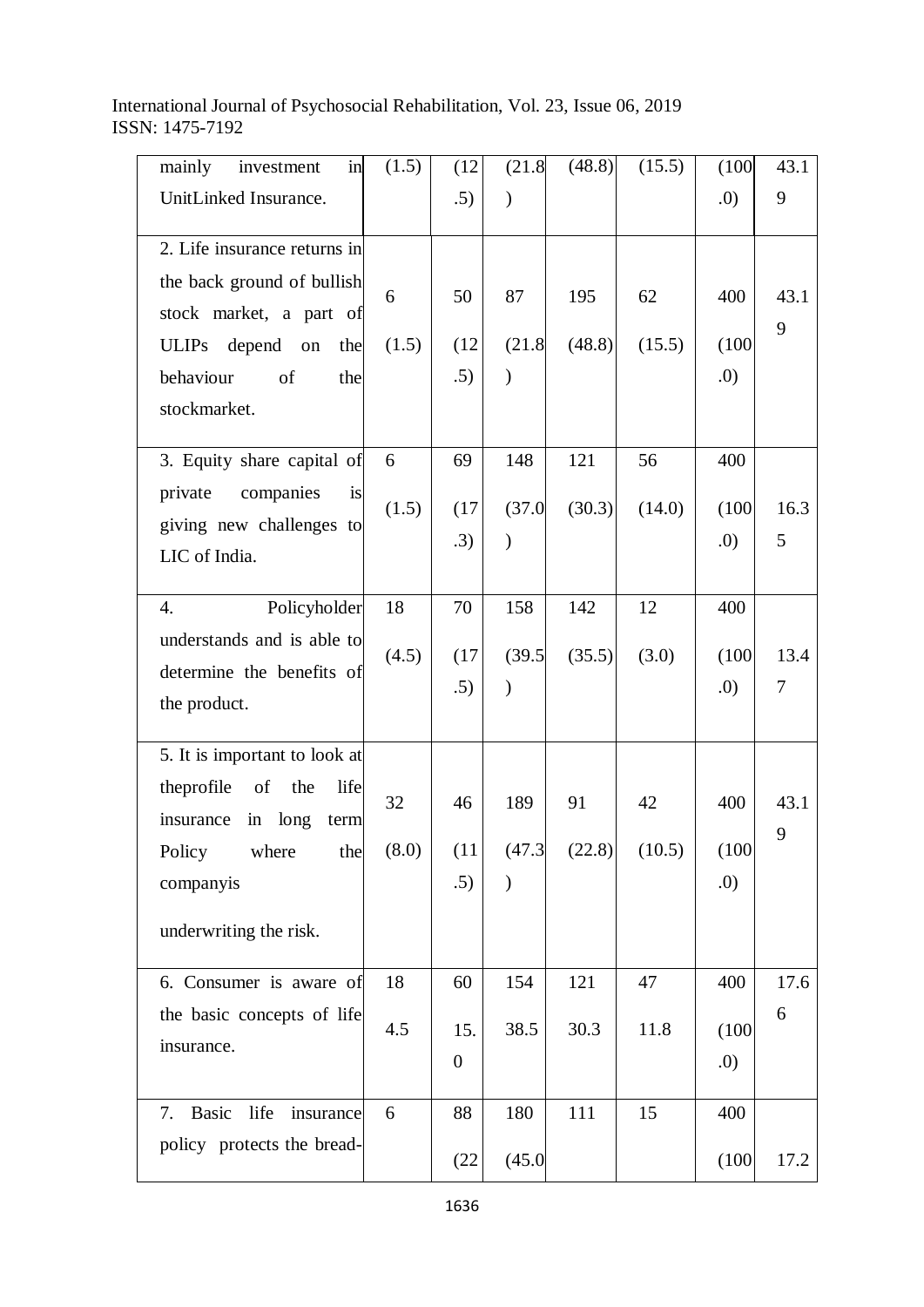| | | | | | | | |
|---|---|---|---|---|---|---|---|
| mainly investment in UnitLinked Insurance. | (1.5) | (12.5) | (21.8) | (48.8) | (15.5) | (100.0) | 43.19 |
| 2. Life insurance returns in the back ground of bullish stock market, a part of ULIPs depend on the behaviour of the stockmarket. | 6<br>(1.5) | 50<br>(12.5) | 87<br>(21.8) | 195<br>(48.8) | 62<br>(15.5) | 400<br>(100.0) | 43.19 |
| 3. Equity share capital of private companies is giving new challenges to LIC of India. | 6<br>(1.5) | 69<br>(17.3) | 148<br>(37.0) | 121<br>(30.3) | 56<br>(14.0) | 400<br>(100.0) | 16.35 |
| 4. Policyholder understands and is able to determine the benefits of the product. | 18<br>(4.5) | 70<br>(17.5) | 158<br>(39.5) | 142<br>(35.5) | 12<br>(3.0) | 400<br>(100.0) | 13.47 |
| 5. It is important to look at theprofile of the life insurance in long term Policy where the companyis underwriting the risk. | 32<br>(8.0) | 46<br>(11.5) | 189<br>(47.3) | 91<br>(22.8) | 42<br>(10.5) | 400<br>(100.0) | 43.19 |
| 6. Consumer is aware of the basic concepts of life insurance. | 18<br>4.5 | 60<br>15.0 | 154<br>38.5 | 121<br>30.3 | 47<br>11.8 | 400<br>(100.0) | 17.66 |
| 7. Basic life insurance policy protects the bread- | 6 | 88<br>(22 | 180<br>(45.0 | 111 | 15 | 400<br>(100 | 17.2 |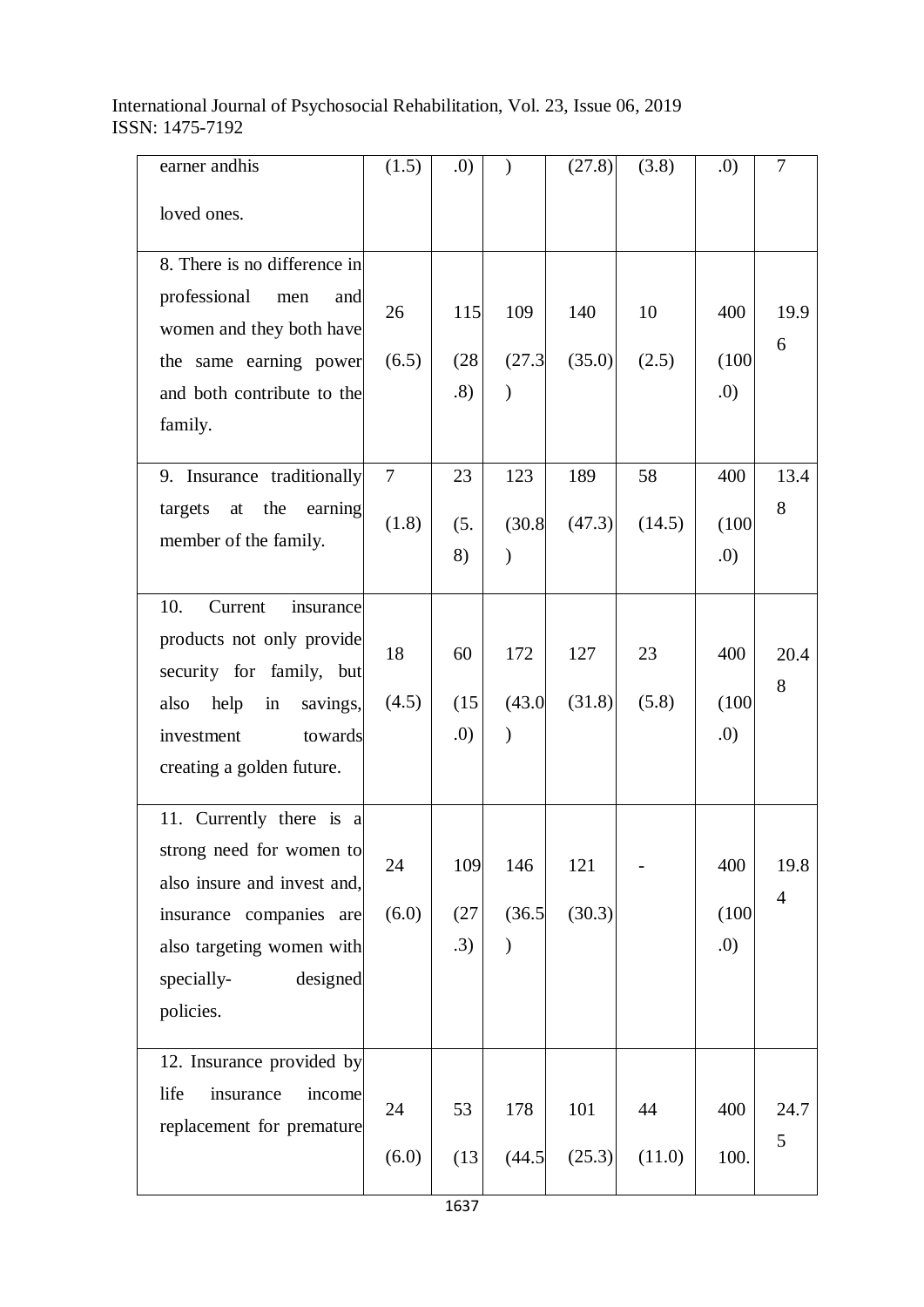| | | | | | | | |
|---|---|---|---|---|---|---|---|
| earner andhis loved ones. | (1.5) | .0) | ) | (27.8) | (3.8) | .0) | 7 |
| 8. There is no difference in professional men and women and they both have the same earning power and both contribute to the family. | 26 (6.5) | 115 (28.8) | 109 (27.3) | 140 (35.0) | 10 (2.5) | 400 (100.0) | 19.96 |
| 9. Insurance traditionally targets at the earning member of the family. | 7 (1.8) | 23 (5.8) | 123 (30.8) | 189 (47.3) | 58 (14.5) | 400 (100.0) | 13.48 |
| 10. Current insurance products not only provide security for family, but also help in savings, investment towards creating a golden future. | 18 (4.5) | 60 (15.0) | 172 (43.0) | 127 (31.8) | 23 (5.8) | 400 (100.0) | 20.48 |
| 11. Currently there is a strong need for women to also insure and invest and, insurance companies are also targeting women with specially- designed policies. | 24 (6.0) | 109 (27.3) | 146 (36.5) | 121 (30.3) | - | 400 (100.0) | 19.84 |
| 12. Insurance provided by life insurance income replacement for premature | 24 (6.0) | 53 (13 | 178 (44.5 | 101 (25.3) | 44 (11.0) | 400 100. | 24.75 |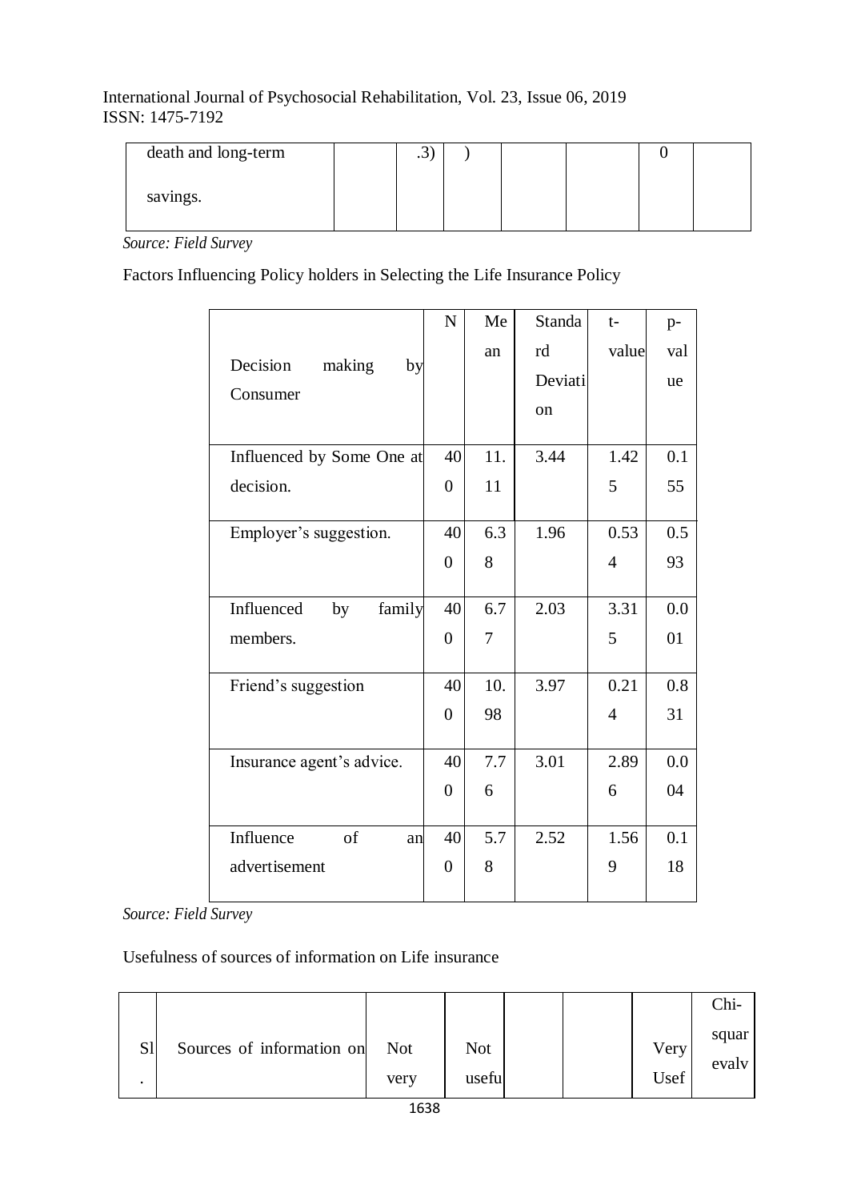| death and long-term savings. | | .3) | ) | | | 0 | |
|---|---|---|---|---|---|---|---|

*Source: Field Survey*

Factors Influencing Policy holders in Selecting the Life Insurance Policy

| Decision making by Consumer | N | Mean | Standard Deviation | t-value | p-value |
|---|---|---|---|---|---|
| Influenced by Some One at decision. | 400 | 11.11 | 3.44 | 1.425 | 0.155 |
| Employer's suggestion. | 400 | 6.38 | 1.96 | 0.534 | 0.593 |
| Influenced by family members. | 400 | 6.77 | 2.03 | 3.315 | 0.001 |
| Friend's suggestion | 400 | 10.98 | 3.97 | 0.214 | 0.831 |
| Insurance agent's advice. | 400 | 7.76 | 3.01 | 2.896 | 0.004 |
| Influence of an advertisement | 400 | 5.78 | 2.52 | 1.569 | 0.118 |

*Source: Field Survey*

Usefulness of sources of information on Life insurance

| Sl. | Sources of information on | Not very | Not usefu | | | Very Usef | Chi-squar evalv |
|---|---|---|---|---|---|---|---|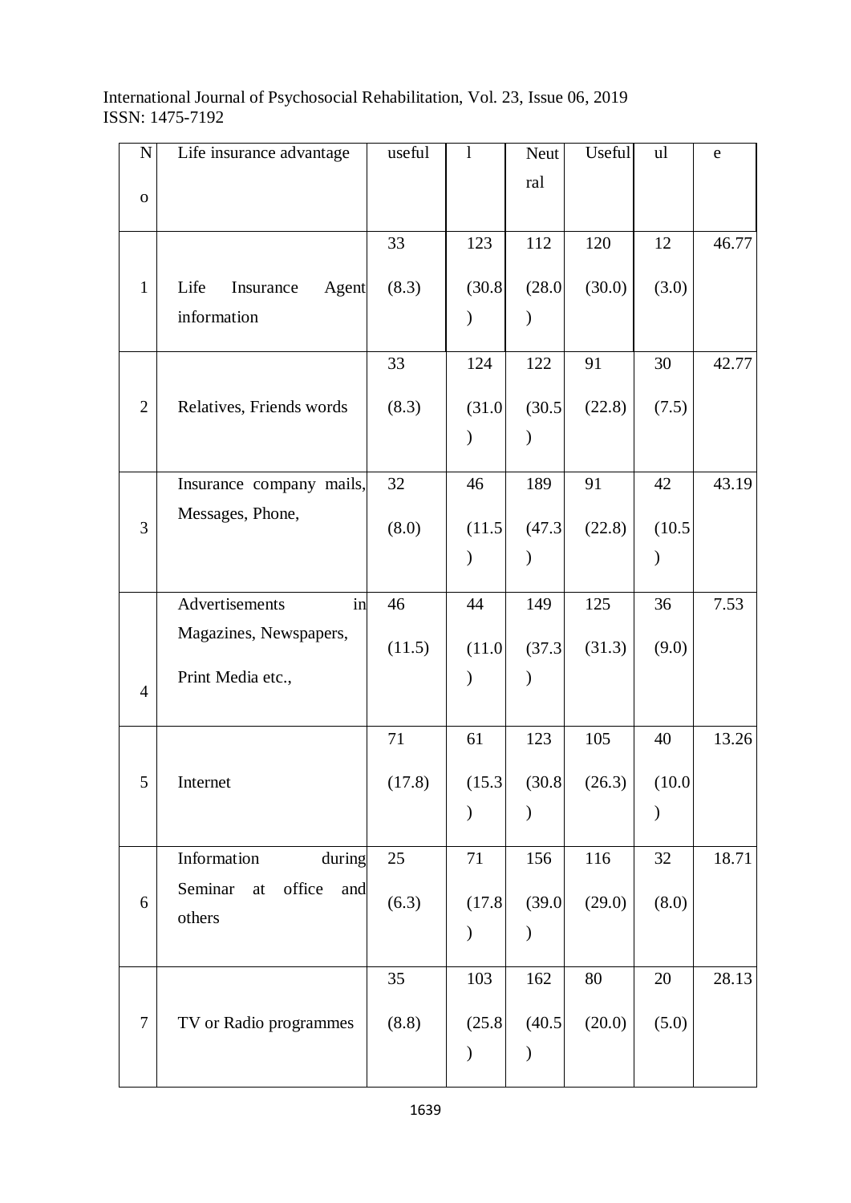| N o | Life insurance advantage | useful | l | Neut ral | Useful | ul | e |
|---|---|---|---|---|---|---|---|
| 1 | Life Insurance Agent information | 33 (8.3) | 123 (30.8) | 112 (28.0) | 120 (30.0) | 12 (3.0) | 46.77 |
| 2 | Relatives, Friends words | 33 (8.3) | 124 (31.0) | 122 (30.5) | 91 (22.8) | 30 (7.5) | 42.77 |
| 3 | Insurance company mails, Messages, Phone, | 32 (8.0) | 46 (11.5) | 189 (47.3) | 91 (22.8) | 42 (10.5) | 43.19 |
| 4 | Advertisements in Magazines, Newspapers, Print Media etc., | 46 (11.5) | 44 (11.0) | 149 (37.3) | 125 (31.3) | 36 (9.0) | 7.53 |
| 5 | Internet | 71 (17.8) | 61 (15.3) | 123 (30.8) | 105 (26.3) | 40 (10.0) | 13.26 |
| 6 | Information during Seminar at office and others | 25 (6.3) | 71 (17.8) | 156 (39.0) | 116 (29.0) | 32 (8.0) | 18.71 |
| 7 | TV or Radio programmes | 35 (8.8) | 103 (25.8) | 162 (40.5) | 80 (20.0) | 20 (5.0) | 28.13 |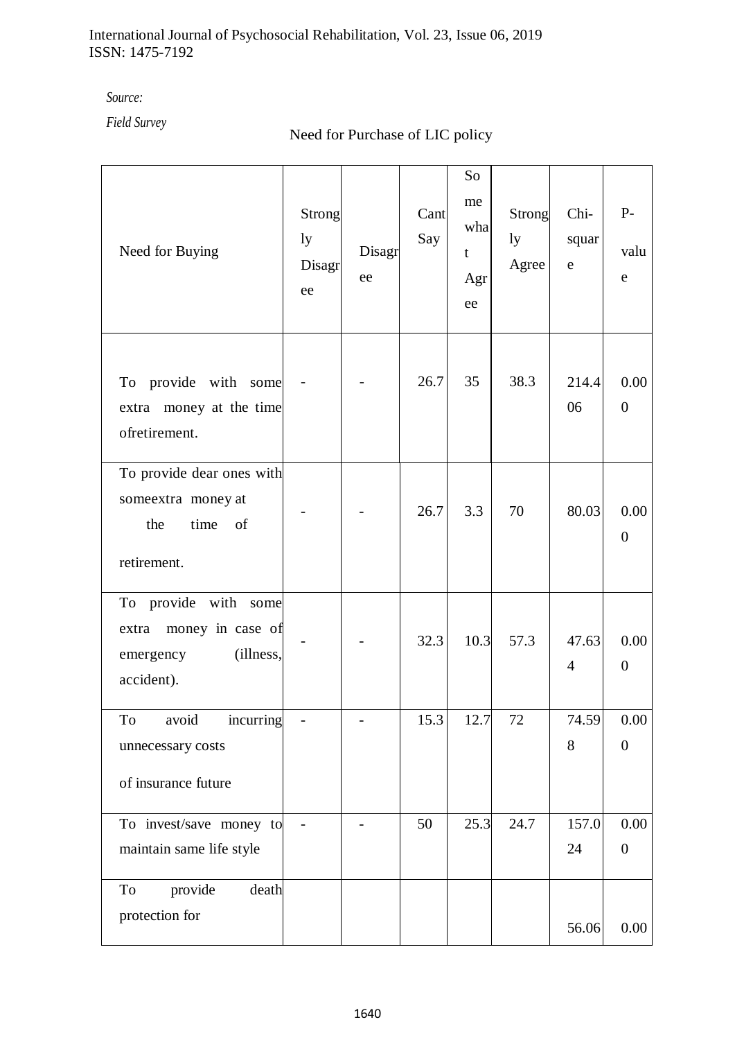*Source:*

*Field Survey*

Need for Purchase of LIC policy

| Need for Buying | Strongly Disagree | Disagree | Cant Say | Somewhat Agree | Strongly Agree | Chi-square | P-value |
|---|---|---|---|---|---|---|---|
| To provide with some extra money at the time ofretirement. | - | - | 26.7 | 35 | 38.3 | 214.406 | 0.000 |
| To provide dear ones with someextra money at the time of retirement. | - | - | 26.7 | 3.3 | 70 | 80.03 | 0.000 |
| To provide with some extra money in case of emergency (illness, accident). | - | - | 32.3 | 10.3 | 57.3 | 47.634 | 0.000 |
| To avoid incurring unnecessary costs of insurance future | - | - | 15.3 | 12.7 | 72 | 74.598 | 0.000 |
| To invest/save money to maintain same life style | - | - | 50 | 25.3 | 24.7 | 157.024 | 0.000 |
| To provide death protection for | | | | | | 56.06 | 0.00 |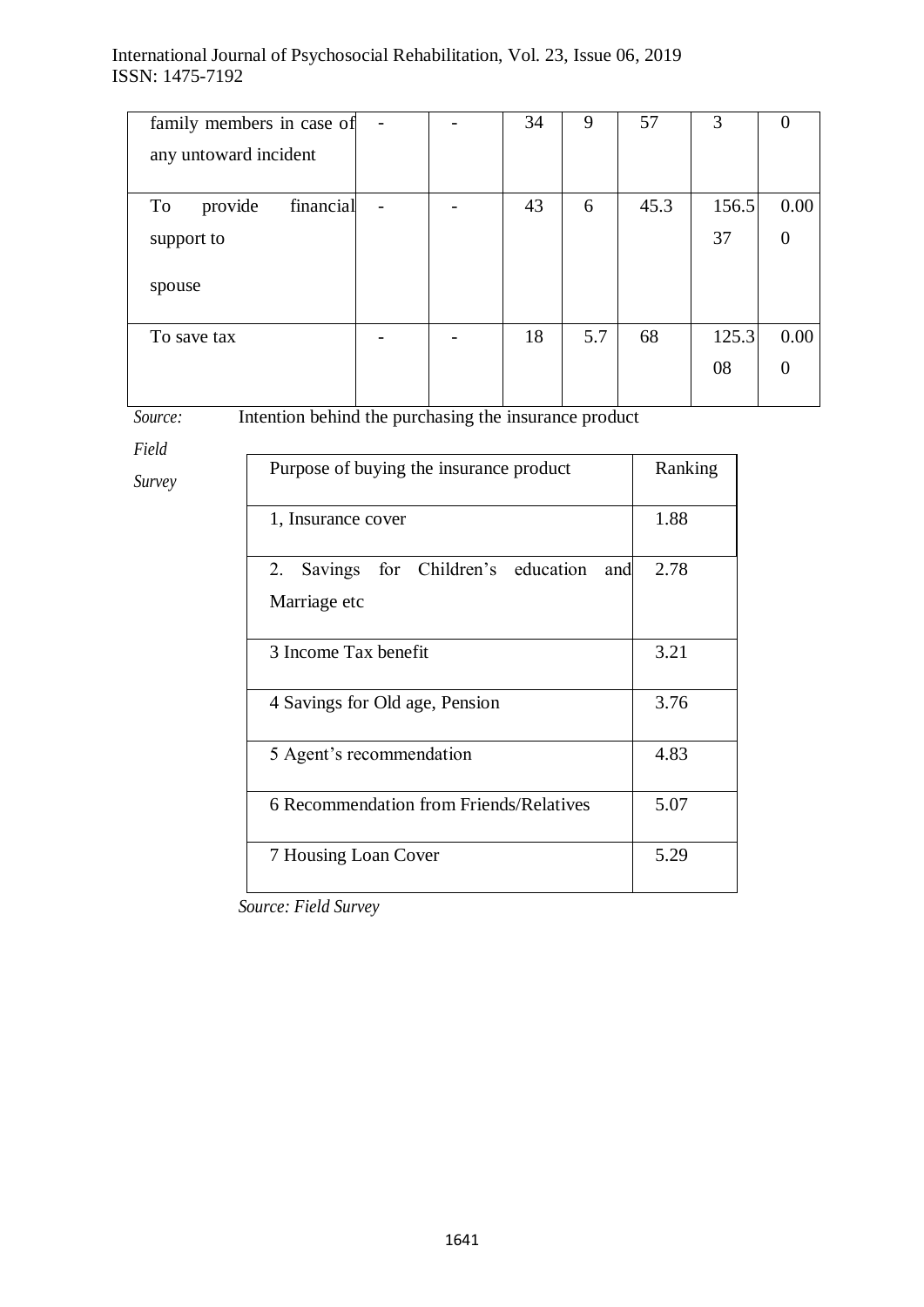| family members in case of any untoward incident | - | - | 34 | 9 | 57 | 3 | 0 |
|---|---|---|---|---|---|---|---|
| To provide financial support to spouse | - | - | 43 | 6 | 45.3 | 156.537 | 0.000 |
| To save tax | - | - | 18 | 5.7 | 68 | 125.308 | 0.000 |

*Source: Field Survey*

Intention behind the purchasing the insurance product

| Purpose of buying the insurance product | Ranking |
|---|---|
| 1, Insurance cover | 1.88 |
| 2. Savings for Children's education and Marriage etc | 2.78 |
| 3 Income Tax benefit | 3.21 |
| 4 Savings for Old age, Pension | 3.76 |
| 5 Agent's recommendation | 4.83 |
| 6 Recommendation from Friends/Relatives | 5.07 |
| 7 Housing Loan Cover | 5.29 |

*Source: Field Survey*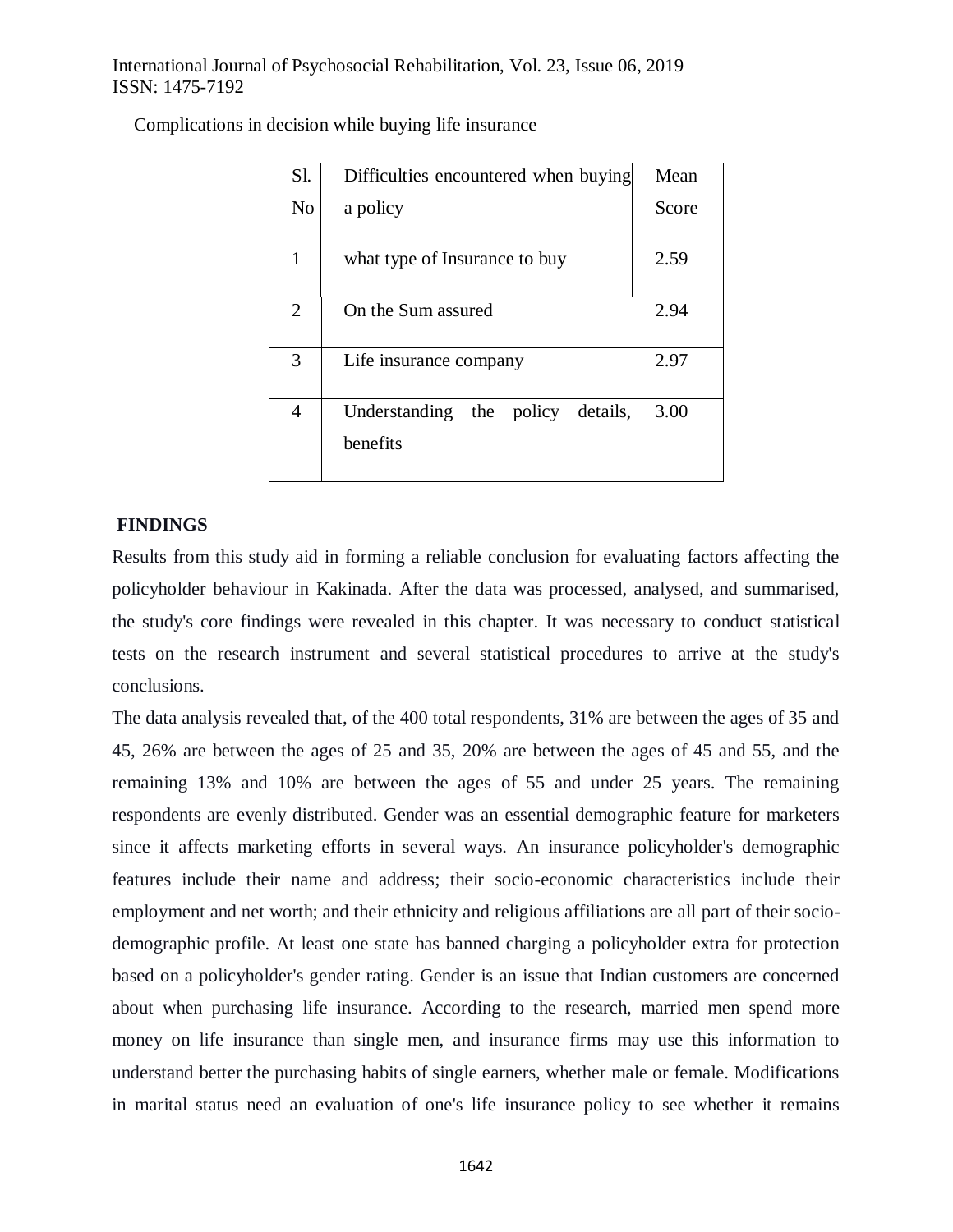Complications in decision while buying life insurance

| Sl. No | Difficulties encountered when buying a policy | Mean Score |
|---|---|---|
| 1 | what type of Insurance to buy | 2.59 |
| 2 | On the Sum assured | 2.94 |
| 3 | Life insurance company | 2.97 |
| 4 | Understanding the policy details, benefits | 3.00 |

## FINDINGS

Results from this study aid in forming a reliable conclusion for evaluating factors affecting the policyholder behaviour in Kakinada. After the data was processed, analysed, and summarised, the study's core findings were revealed in this chapter. It was necessary to conduct statistical tests on the research instrument and several statistical procedures to arrive at the study's conclusions.

The data analysis revealed that, of the 400 total respondents, 31% are between the ages of 35 and 45, 26% are between the ages of 25 and 35, 20% are between the ages of 45 and 55, and the remaining 13% and 10% are between the ages of 55 and under 25 years. The remaining respondents are evenly distributed. Gender was an essential demographic feature for marketers since it affects marketing efforts in several ways. An insurance policyholder's demographic features include their name and address; their socio-economic characteristics include their employment and net worth; and their ethnicity and religious affiliations are all part of their socio-demographic profile. At least one state has banned charging a policyholder extra for protection based on a policyholder's gender rating. Gender is an issue that Indian customers are concerned about when purchasing life insurance. According to the research, married men spend more money on life insurance than single men, and insurance firms may use this information to understand better the purchasing habits of single earners, whether male or female. Modifications in marital status need an evaluation of one's life insurance policy to see whether it remains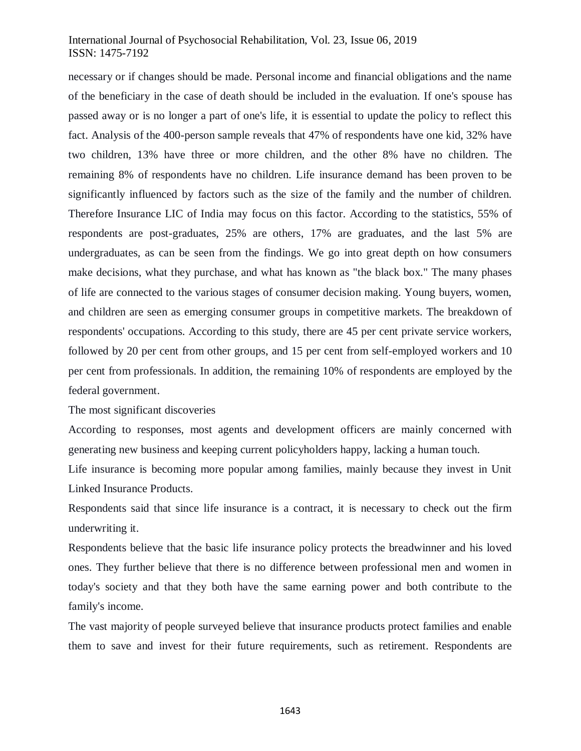necessary or if changes should be made. Personal income and financial obligations and the name of the beneficiary in the case of death should be included in the evaluation. If one's spouse has passed away or is no longer a part of one's life, it is essential to update the policy to reflect this fact. Analysis of the 400-person sample reveals that 47% of respondents have one kid, 32% have two children, 13% have three or more children, and the other 8% have no children. The remaining 8% of respondents have no children. Life insurance demand has been proven to be significantly influenced by factors such as the size of the family and the number of children. Therefore Insurance LIC of India may focus on this factor. According to the statistics, 55% of respondents are post-graduates, 25% are others, 17% are graduates, and the last 5% are undergraduates, as can be seen from the findings. We go into great depth on how consumers make decisions, what they purchase, and what has known as "the black box." The many phases of life are connected to the various stages of consumer decision making. Young buyers, women, and children are seen as emerging consumer groups in competitive markets. The breakdown of respondents' occupations. According to this study, there are 45 per cent private service workers, followed by 20 per cent from other groups, and 15 per cent from self-employed workers and 10 per cent from professionals. In addition, the remaining 10% of respondents are employed by the federal government.

The most significant discoveries

According to responses, most agents and development officers are mainly concerned with generating new business and keeping current policyholders happy, lacking a human touch.

Life insurance is becoming more popular among families, mainly because they invest in Unit Linked Insurance Products.

Respondents said that since life insurance is a contract, it is necessary to check out the firm underwriting it.

Respondents believe that the basic life insurance policy protects the breadwinner and his loved ones. They further believe that there is no difference between professional men and women in today's society and that they both have the same earning power and both contribute to the family's income.

The vast majority of people surveyed believe that insurance products protect families and enable them to save and invest for their future requirements, such as retirement. Respondents are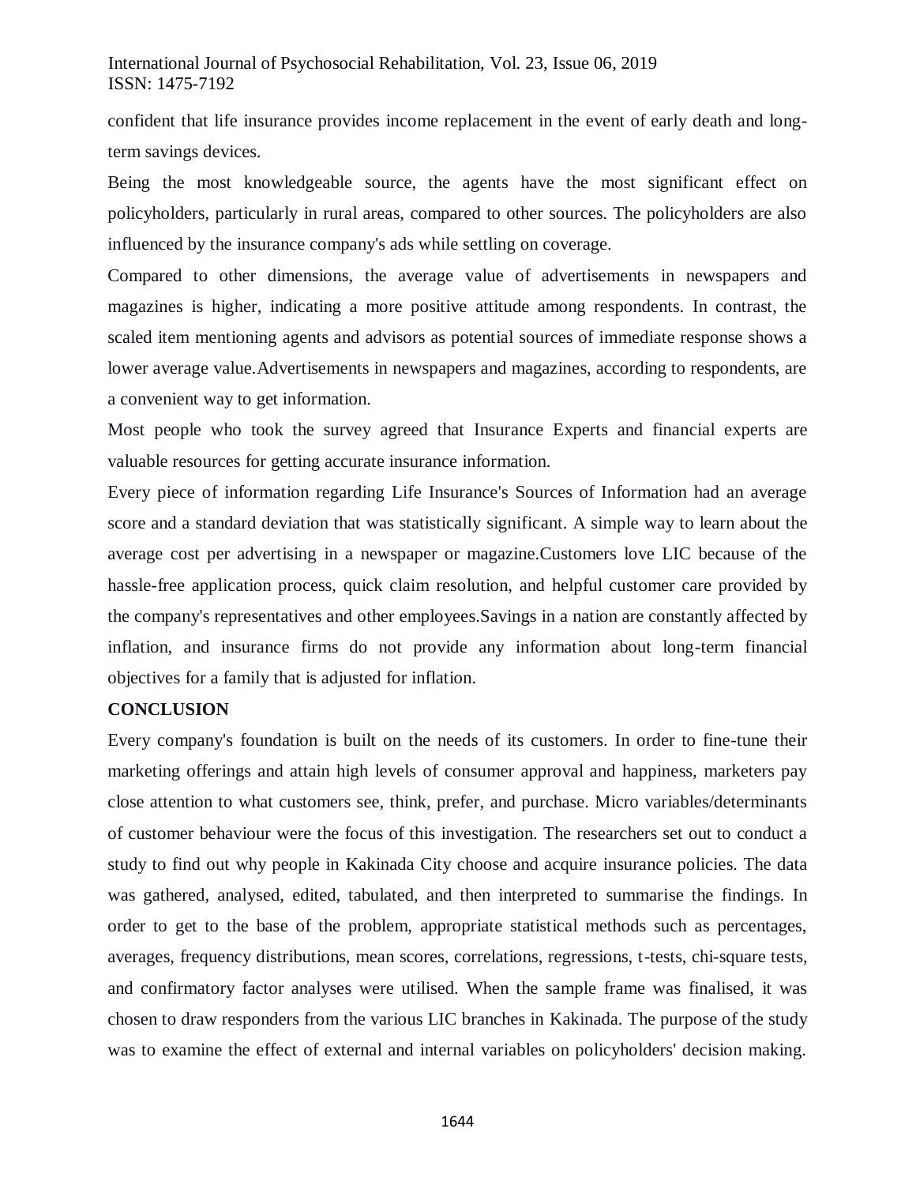confident that life insurance provides income replacement in the event of early death and long-term savings devices.

Being the most knowledgeable source, the agents have the most significant effect on policyholders, particularly in rural areas, compared to other sources. The policyholders are also influenced by the insurance company's ads while settling on coverage.

Compared to other dimensions, the average value of advertisements in newspapers and magazines is higher, indicating a more positive attitude among respondents. In contrast, the scaled item mentioning agents and advisors as potential sources of immediate response shows a lower average value.Advertisements in newspapers and magazines, according to respondents, are a convenient way to get information.

Most people who took the survey agreed that Insurance Experts and financial experts are valuable resources for getting accurate insurance information.

Every piece of information regarding Life Insurance's Sources of Information had an average score and a standard deviation that was statistically significant. A simple way to learn about the average cost per advertising in a newspaper or magazine.Customers love LIC because of the hassle-free application process, quick claim resolution, and helpful customer care provided by the company's representatives and other employees.Savings in a nation are constantly affected by inflation, and insurance firms do not provide any information about long-term financial objectives for a family that is adjusted for inflation.

## CONCLUSION

Every company's foundation is built on the needs of its customers. In order to fine-tune their marketing offerings and attain high levels of consumer approval and happiness, marketers pay close attention to what customers see, think, prefer, and purchase. Micro variables/determinants of customer behaviour were the focus of this investigation. The researchers set out to conduct a study to find out why people in Kakinada City choose and acquire insurance policies. The data was gathered, analysed, edited, tabulated, and then interpreted to summarise the findings. In order to get to the base of the problem, appropriate statistical methods such as percentages, averages, frequency distributions, mean scores, correlations, regressions, t-tests, chi-square tests, and confirmatory factor analyses were utilised. When the sample frame was finalised, it was chosen to draw responders from the various LIC branches in Kakinada. The purpose of the study was to examine the effect of external and internal variables on policyholders' decision making.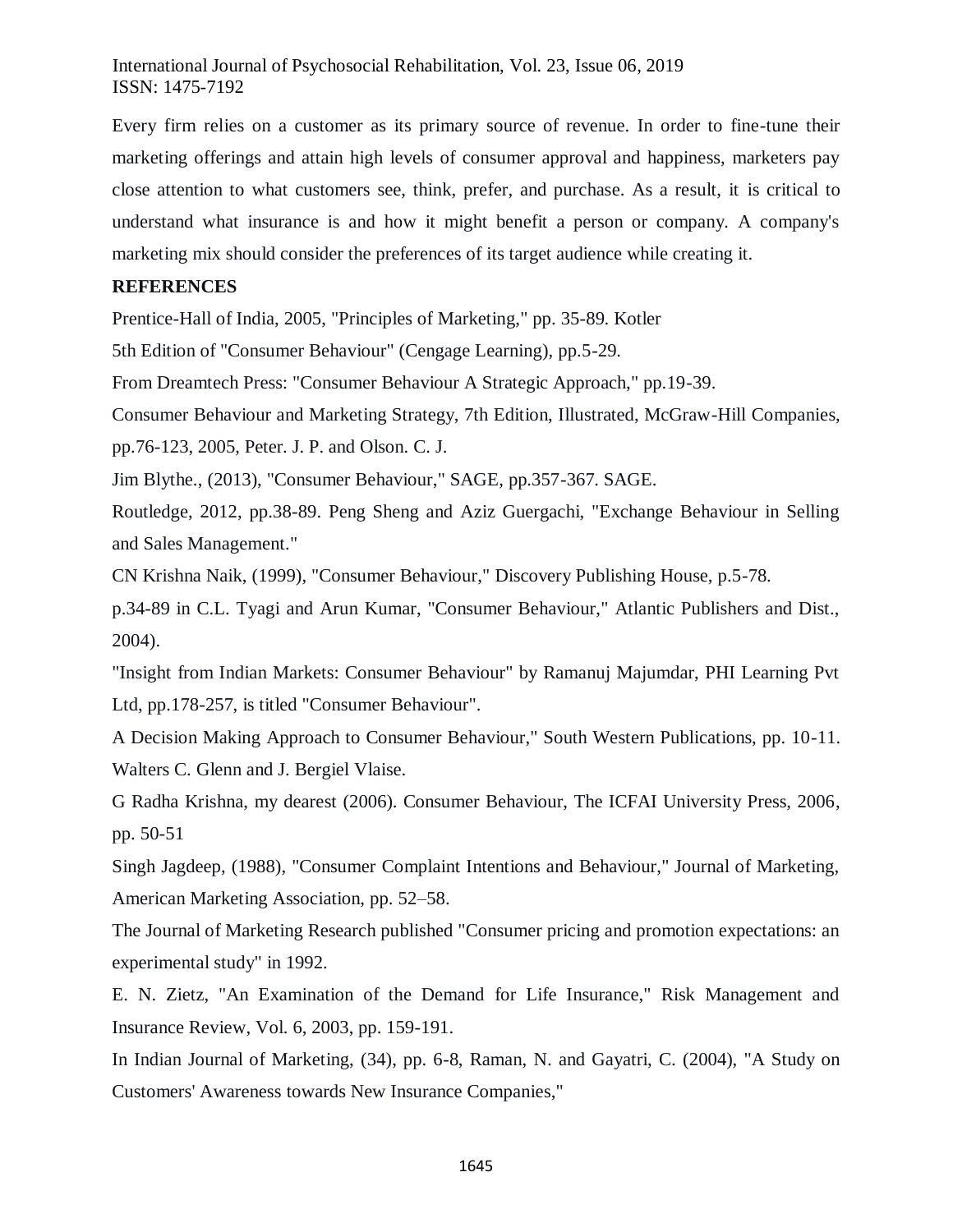Every firm relies on a customer as its primary source of revenue. In order to fine-tune their marketing offerings and attain high levels of consumer approval and happiness, marketers pay close attention to what customers see, think, prefer, and purchase. As a result, it is critical to understand what insurance is and how it might benefit a person or company. A company's marketing mix should consider the preferences of its target audience while creating it.

## REFERENCES

Prentice-Hall of India, 2005, "Principles of Marketing," pp. 35-89. Kotler

5th Edition of "Consumer Behaviour" (Cengage Learning), pp.5-29.

From Dreamtech Press: "Consumer Behaviour A Strategic Approach," pp.19-39.

Consumer Behaviour and Marketing Strategy, 7th Edition, Illustrated, McGraw-Hill Companies, pp.76-123, 2005, Peter. J. P. and Olson. C. J.

Jim Blythe., (2013), "Consumer Behaviour," SAGE, pp.357-367. SAGE.

Routledge, 2012, pp.38-89. Peng Sheng and Aziz Guergachi, "Exchange Behaviour in Selling and Sales Management."

CN Krishna Naik, (1999), "Consumer Behaviour," Discovery Publishing House, p.5-78.

p.34-89 in C.L. Tyagi and Arun Kumar, "Consumer Behaviour," Atlantic Publishers and Dist., 2004).

"Insight from Indian Markets: Consumer Behaviour" by Ramanuj Majumdar, PHI Learning Pvt Ltd, pp.178-257, is titled "Consumer Behaviour".

A Decision Making Approach to Consumer Behaviour," South Western Publications, pp. 10-11. Walters C. Glenn and J. Bergiel Vlaise.

G Radha Krishna, my dearest (2006). Consumer Behaviour, The ICFAI University Press, 2006, pp. 50-51

Singh Jagdeep, (1988), "Consumer Complaint Intentions and Behaviour," Journal of Marketing, American Marketing Association, pp. 52–58.

The Journal of Marketing Research published "Consumer pricing and promotion expectations: an experimental study" in 1992.

E. N. Zietz, "An Examination of the Demand for Life Insurance," Risk Management and Insurance Review, Vol. 6, 2003, pp. 159-191.

In Indian Journal of Marketing, (34), pp. 6-8, Raman, N. and Gayatri, C. (2004), "A Study on Customers' Awareness towards New Insurance Companies,"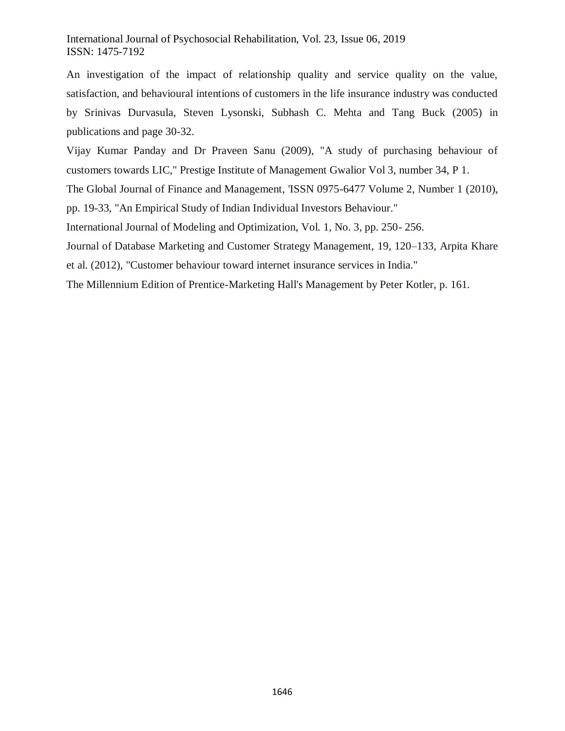An investigation of the impact of relationship quality and service quality on the value, satisfaction, and behavioural intentions of customers in the life insurance industry was conducted by Srinivas Durvasula, Steven Lysonski, Subhash C. Mehta and Tang Buck (2005) in publications and page 30-32.

Vijay Kumar Panday and Dr Praveen Sanu (2009), "A study of purchasing behaviour of customers towards LIC," Prestige Institute of Management Gwalior Vol 3, number 34, P 1.

The Global Journal of Finance and Management, 'ISSN 0975-6477 Volume 2, Number 1 (2010), pp. 19-33, "An Empirical Study of Indian Individual Investors Behaviour."

International Journal of Modeling and Optimization, Vol. 1, No. 3, pp. 250- 256.

Journal of Database Marketing and Customer Strategy Management, 19, 120–133, Arpita Khare et al. (2012), "Customer behaviour toward internet insurance services in India."

The Millennium Edition of Prentice-Marketing Hall's Management by Peter Kotler, p. 161.